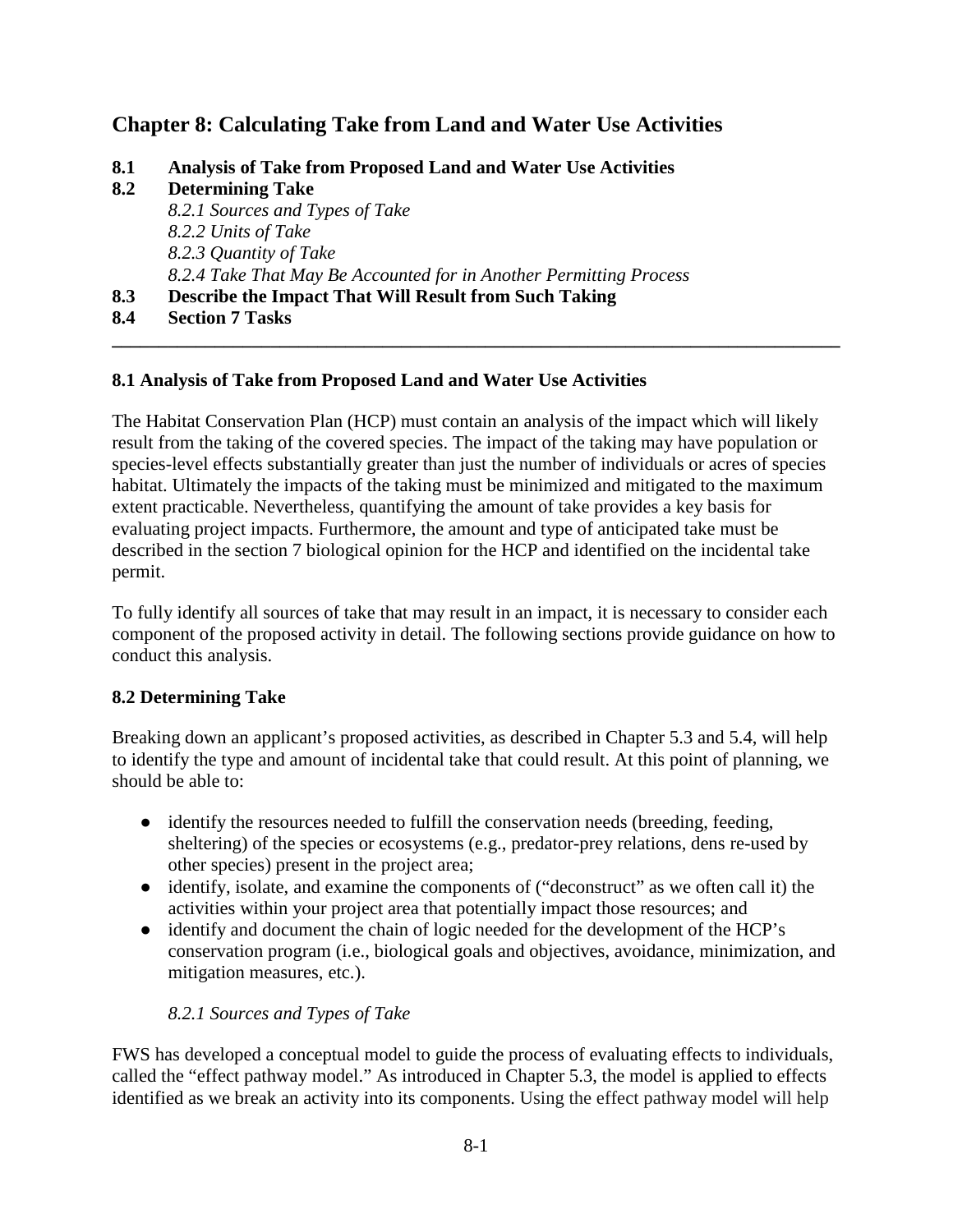# Chapter 8: Calculating Take from Land and Water Use Activities

**8.1 Analysis of Take from Proposed Land and Water Use Activities**

**8.2 Determining Take**

*8.2.1 Sources and Types of Take*

*8.2.2 Units of Take*

*8.2.3 Quantity of Take*

*8.2.4 Take That May Be Accounted for in Another Permitting Process*

**8.3 Describe the Impact That Will Result from Such Taking**

**8.4 Section 7 Tasks**

---

## 8.1 Analysis of Take from Proposed Land and Water Use Activities

The Habitat Conservation Plan (HCP) must contain an analysis of the impact which will likely result from the taking of the covered species. The impact of the taking may have population or species-level effects substantially greater than just the number of individuals or acres of species habitat. Ultimately the impacts of the taking must be minimized and mitigated to the maximum extent practicable. Nevertheless, quantifying the amount of take provides a key basis for evaluating project impacts. Furthermore, the amount and type of anticipated take must be described in the section 7 biological opinion for the HCP and identified on the incidental take permit.

To fully identify all sources of take that may result in an impact, it is necessary to consider each component of the proposed activity in detail. The following sections provide guidance on how to conduct this analysis.

## 8.2 Determining Take

Breaking down an applicant's proposed activities, as described in Chapter 5.3 and 5.4, will help to identify the type and amount of incidental take that could result. At this point of planning, we should be able to:

- identify the resources needed to fulfill the conservation needs (breeding, feeding, sheltering) of the species or ecosystems (e.g., predator-prey relations, dens re-used by other species) present in the project area;
- identify, isolate, and examine the components of ("deconstruct" as we often call it) the activities within your project area that potentially impact those resources; and
- identify and document the chain of logic needed for the development of the HCP's conservation program (i.e., biological goals and objectives, avoidance, minimization, and mitigation measures, etc.).

### *8.2.1 Sources and Types of Take*

FWS has developed a conceptual model to guide the process of evaluating effects to individuals, called the "effect pathway model." As introduced in Chapter 5.3, the model is applied to effects identified as we break an activity into its components. Using the effect pathway model will help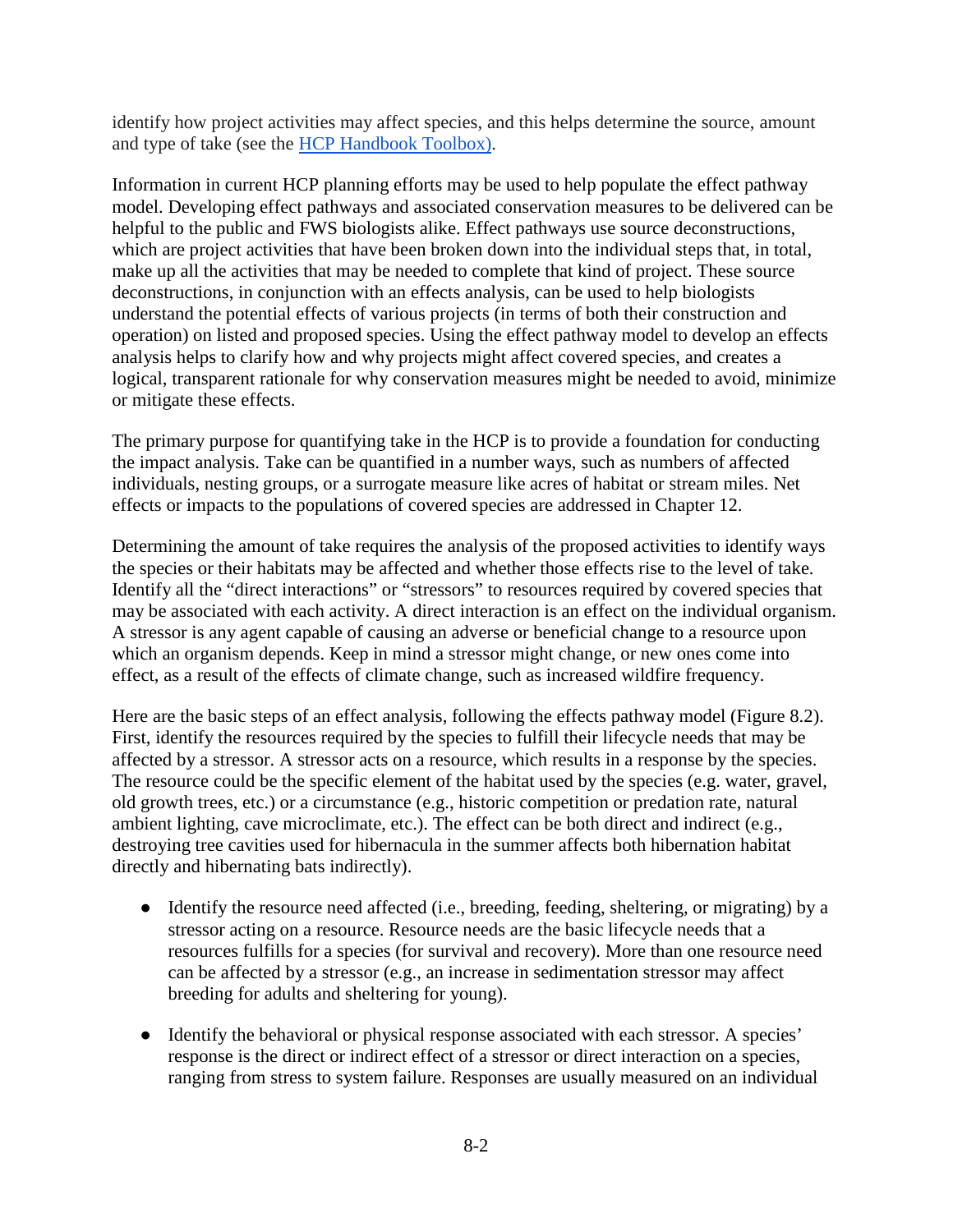identify how project activities may affect species, and this helps determine the source, amount and type of take (see the [HCP Handbook Toolbox](#)).

Information in current HCP planning efforts may be used to help populate the effect pathway model. Developing effect pathways and associated conservation measures to be delivered can be helpful to the public and FWS biologists alike. Effect pathways use source deconstructions, which are project activities that have been broken down into the individual steps that, in total, make up all the activities that may be needed to complete that kind of project. These source deconstructions, in conjunction with an effects analysis, can be used to help biologists understand the potential effects of various projects (in terms of both their construction and operation) on listed and proposed species. Using the effect pathway model to develop an effects analysis helps to clarify how and why projects might affect covered species, and creates a logical, transparent rationale for why conservation measures might be needed to avoid, minimize or mitigate these effects.

The primary purpose for quantifying take in the HCP is to provide a foundation for conducting the impact analysis. Take can be quantified in a number ways, such as numbers of affected individuals, nesting groups, or a surrogate measure like acres of habitat or stream miles. Net effects or impacts to the populations of covered species are addressed in Chapter 12.

Determining the amount of take requires the analysis of the proposed activities to identify ways the species or their habitats may be affected and whether those effects rise to the level of take. Identify all the "direct interactions" or "stressors" to resources required by covered species that may be associated with each activity. A direct interaction is an effect on the individual organism. A stressor is any agent capable of causing an adverse or beneficial change to a resource upon which an organism depends. Keep in mind a stressor might change, or new ones come into effect, as a result of the effects of climate change, such as increased wildfire frequency.

Here are the basic steps of an effect analysis, following the effects pathway model (Figure 8.2). First, identify the resources required by the species to fulfill their lifecycle needs that may be affected by a stressor. A stressor acts on a resource, which results in a response by the species. The resource could be the specific element of the habitat used by the species (e.g. water, gravel, old growth trees, etc.) or a circumstance (e.g., historic competition or predation rate, natural ambient lighting, cave microclimate, etc.). The effect can be both direct and indirect (e.g., destroying tree cavities used for hibernacula in the summer affects both hibernation habitat directly and hibernating bats indirectly).

- Identify the resource need affected (i.e., breeding, feeding, sheltering, or migrating) by a stressor acting on a resource. Resource needs are the basic lifecycle needs that a resources fulfills for a species (for survival and recovery). More than one resource need can be affected by a stressor (e.g., an increase in sedimentation stressor may affect breeding for adults and sheltering for young).

- Identify the behavioral or physical response associated with each stressor. A species' response is the direct or indirect effect of a stressor or direct interaction on a species, ranging from stress to system failure. Responses are usually measured on an individual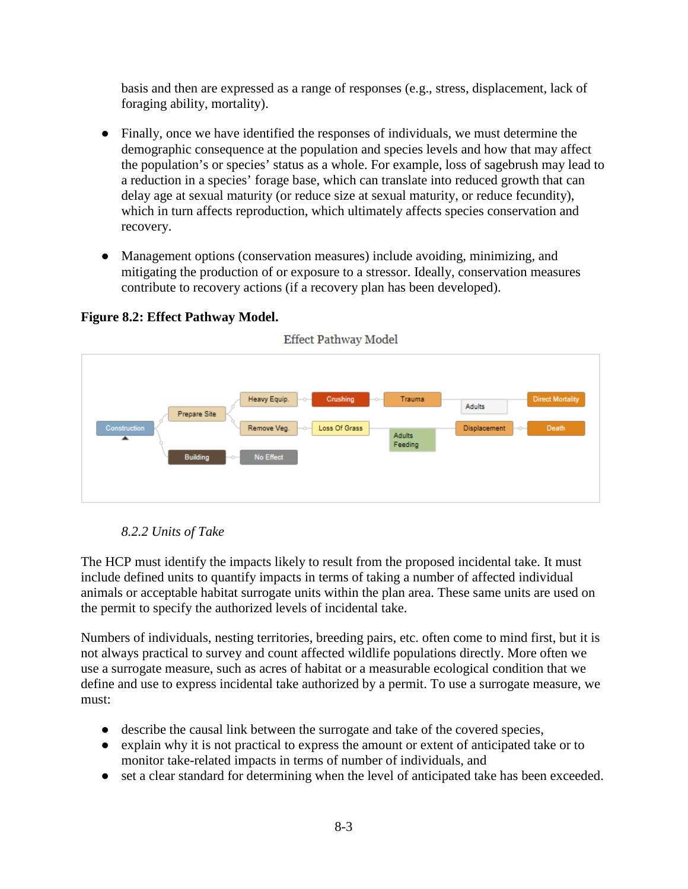basis and then are expressed as a range of responses (e.g., stress, displacement, lack of foraging ability, mortality).

- Finally, once we have identified the responses of individuals, we must determine the demographic consequence at the population and species levels and how that may affect the population's or species' status as a whole. For example, loss of sagebrush may lead to a reduction in a species' forage base, which can translate into reduced growth that can delay age at sexual maturity (or reduce size at sexual maturity, or reduce fecundity), which in turn affects reproduction, which ultimately affects species conservation and recovery.

- Management options (conservation measures) include avoiding, minimizing, and mitigating the production of or exposure to a stressor. Ideally, conservation measures contribute to recovery actions (if a recovery plan has been developed).

**Figure 8.2: Effect Pathway Model.**

Effect Pathway Model

Construction; Prepare Site; Heavy Equip.; Crushing; Trauma; Adults; Direct Mortality; Remove Veg.; Loss Of Grass; Adults Feeding; Displacement; Death; Building; No Effect

### *8.2.2 Units of Take*

The HCP must identify the impacts likely to result from the proposed incidental take. It must include defined units to quantify impacts in terms of taking a number of affected individual animals or acceptable habitat surrogate units within the plan area. These same units are used on the permit to specify the authorized levels of incidental take.

Numbers of individuals, nesting territories, breeding pairs, etc. often come to mind first, but it is not always practical to survey and count affected wildlife populations directly. More often we use a surrogate measure, such as acres of habitat or a measurable ecological condition that we define and use to express incidental take authorized by a permit. To use a surrogate measure, we must:

- describe the causal link between the surrogate and take of the covered species,
- explain why it is not practical to express the amount or extent of anticipated take or to monitor take-related impacts in terms of number of individuals, and
- set a clear standard for determining when the level of anticipated take has been exceeded.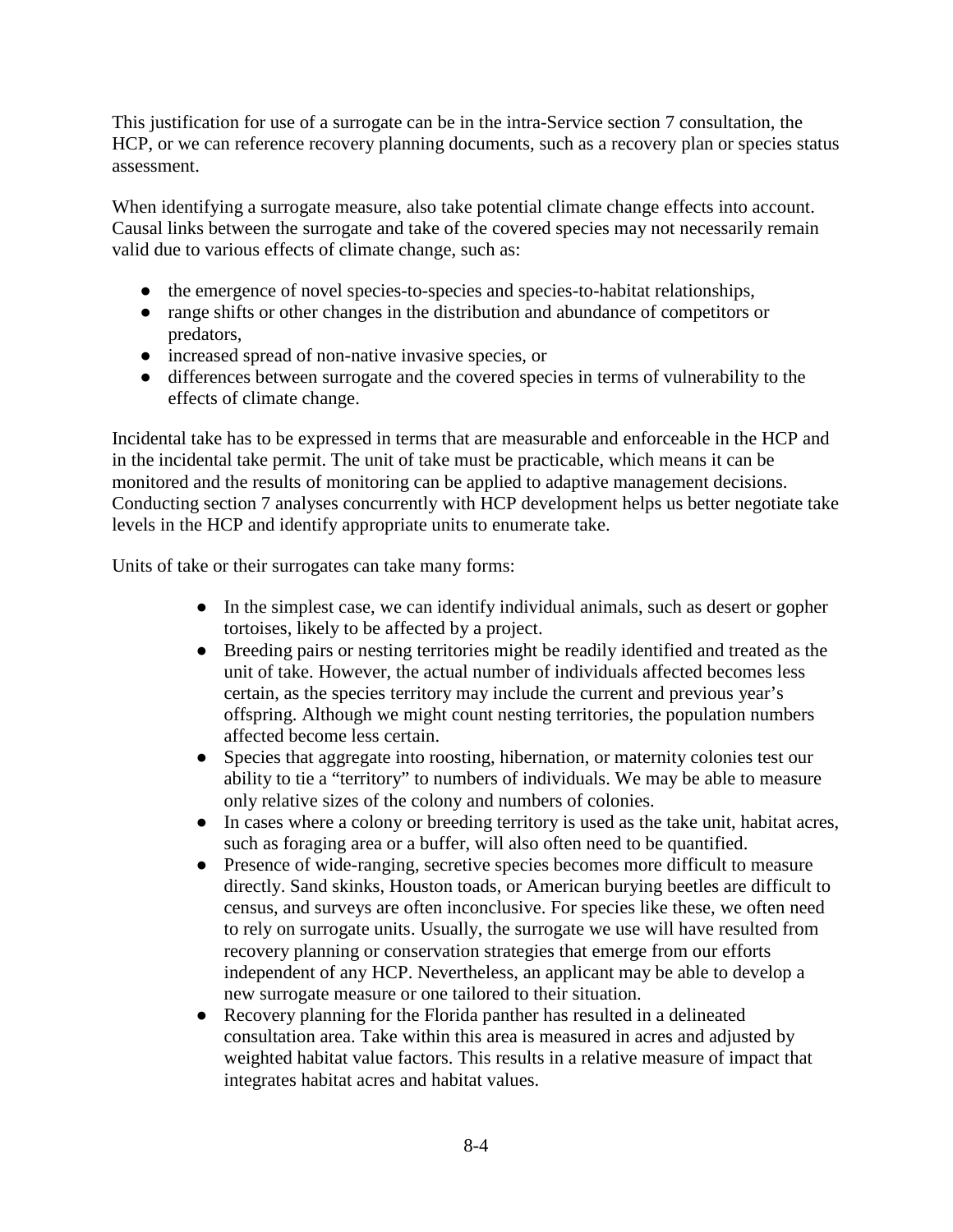This justification for use of a surrogate can be in the intra-Service section 7 consultation, the HCP, or we can reference recovery planning documents, such as a recovery plan or species status assessment.

When identifying a surrogate measure, also take potential climate change effects into account. Causal links between the surrogate and take of the covered species may not necessarily remain valid due to various effects of climate change, such as:

- the emergence of novel species-to-species and species-to-habitat relationships,
- range shifts or other changes in the distribution and abundance of competitors or predators,
- increased spread of non-native invasive species, or
- differences between surrogate and the covered species in terms of vulnerability to the effects of climate change.

Incidental take has to be expressed in terms that are measurable and enforceable in the HCP and in the incidental take permit. The unit of take must be practicable, which means it can be monitored and the results of monitoring can be applied to adaptive management decisions. Conducting section 7 analyses concurrently with HCP development helps us better negotiate take levels in the HCP and identify appropriate units to enumerate take.

Units of take or their surrogates can take many forms:

- In the simplest case, we can identify individual animals, such as desert or gopher tortoises, likely to be affected by a project.
- Breeding pairs or nesting territories might be readily identified and treated as the unit of take. However, the actual number of individuals affected becomes less certain, as the species territory may include the current and previous year's offspring. Although we might count nesting territories, the population numbers affected become less certain.
- Species that aggregate into roosting, hibernation, or maternity colonies test our ability to tie a "territory" to numbers of individuals. We may be able to measure only relative sizes of the colony and numbers of colonies.
- In cases where a colony or breeding territory is used as the take unit, habitat acres, such as foraging area or a buffer, will also often need to be quantified.
- Presence of wide-ranging, secretive species becomes more difficult to measure directly. Sand skinks, Houston toads, or American burying beetles are difficult to census, and surveys are often inconclusive. For species like these, we often need to rely on surrogate units. Usually, the surrogate we use will have resulted from recovery planning or conservation strategies that emerge from our efforts independent of any HCP. Nevertheless, an applicant may be able to develop a new surrogate measure or one tailored to their situation.
- Recovery planning for the Florida panther has resulted in a delineated consultation area. Take within this area is measured in acres and adjusted by weighted habitat value factors. This results in a relative measure of impact that integrates habitat acres and habitat values.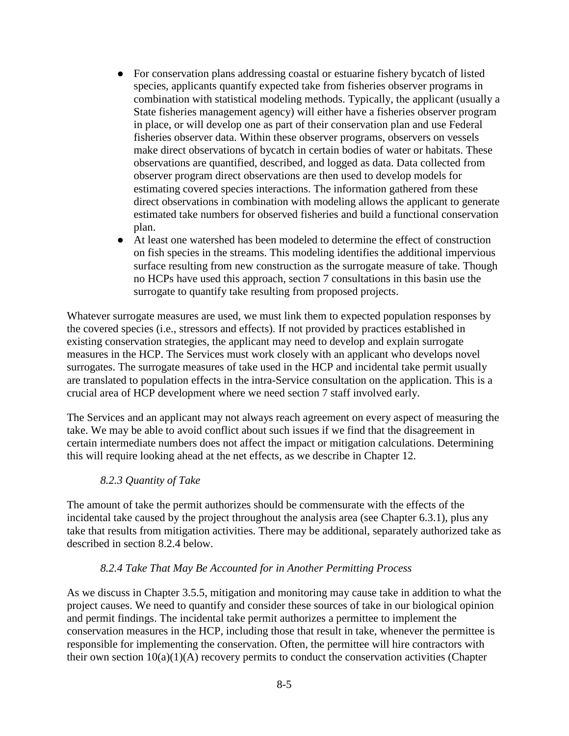- For conservation plans addressing coastal or estuarine fishery bycatch of listed species, applicants quantify expected take from fisheries observer programs in combination with statistical modeling methods. Typically, the applicant (usually a State fisheries management agency) will either have a fisheries observer program in place, or will develop one as part of their conservation plan and use Federal fisheries observer data. Within these observer programs, observers on vessels make direct observations of bycatch in certain bodies of water or habitats. These observations are quantified, described, and logged as data. Data collected from observer program direct observations are then used to develop models for estimating covered species interactions. The information gathered from these direct observations in combination with modeling allows the applicant to generate estimated take numbers for observed fisheries and build a functional conservation plan.
- At least one watershed has been modeled to determine the effect of construction on fish species in the streams. This modeling identifies the additional impervious surface resulting from new construction as the surrogate measure of take. Though no HCPs have used this approach, section 7 consultations in this basin use the surrogate to quantify take resulting from proposed projects.

Whatever surrogate measures are used, we must link them to expected population responses by the covered species (i.e., stressors and effects). If not provided by practices established in existing conservation strategies, the applicant may need to develop and explain surrogate measures in the HCP. The Services must work closely with an applicant who develops novel surrogates. The surrogate measures of take used in the HCP and incidental take permit usually are translated to population effects in the intra-Service consultation on the application. This is a crucial area of HCP development where we need section 7 staff involved early.

The Services and an applicant may not always reach agreement on every aspect of measuring the take. We may be able to avoid conflict about such issues if we find that the disagreement in certain intermediate numbers does not affect the impact or mitigation calculations. Determining this will require looking ahead at the net effects, as we describe in Chapter 12.

### *8.2.3 Quantity of Take*

The amount of take the permit authorizes should be commensurate with the effects of the incidental take caused by the project throughout the analysis area (see Chapter 6.3.1), plus any take that results from mitigation activities. There may be additional, separately authorized take as described in section 8.2.4 below.

### *8.2.4 Take That May Be Accounted for in Another Permitting Process*

As we discuss in Chapter 3.5.5, mitigation and monitoring may cause take in addition to what the project causes. We need to quantify and consider these sources of take in our biological opinion and permit findings. The incidental take permit authorizes a permittee to implement the conservation measures in the HCP, including those that result in take, whenever the permittee is responsible for implementing the conservation. Often, the permittee will hire contractors with their own section 10(a)(1)(A) recovery permits to conduct the conservation activities (Chapter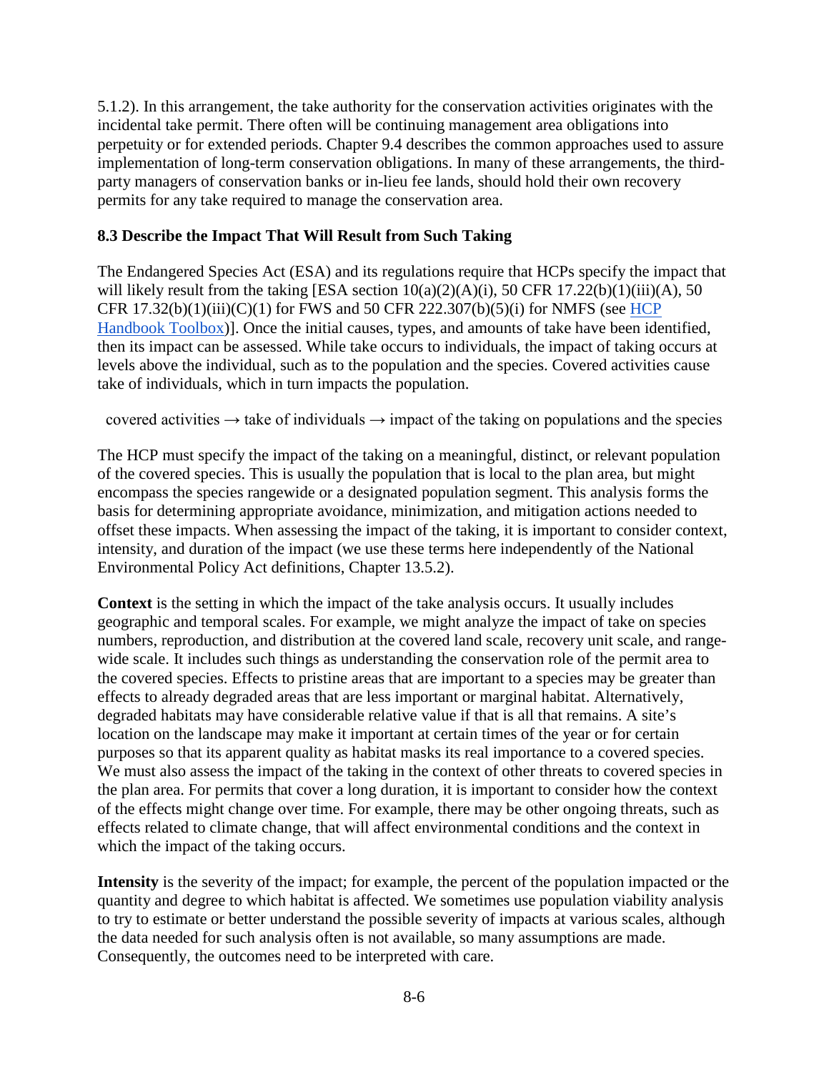5.1.2). In this arrangement, the take authority for the conservation activities originates with the incidental take permit. There often will be continuing management area obligations into perpetuity or for extended periods. Chapter 9.4 describes the common approaches used to assure implementation of long-term conservation obligations. In many of these arrangements, the third-party managers of conservation banks or in-lieu fee lands, should hold their own recovery permits for any take required to manage the conservation area.

### 8.3 Describe the Impact That Will Result from Such Taking

The Endangered Species Act (ESA) and its regulations require that HCPs specify the impact that will likely result from the taking [ESA section 10(a)(2)(A)(i), 50 CFR 17.22(b)(1)(iii)(A), 50 CFR 17.32(b)(1)(iii)(C)(1) for FWS and 50 CFR 222.307(b)(5)(i) for NMFS (see HCP Handbook Toolbox)]. Once the initial causes, types, and amounts of take have been identified, then its impact can be assessed. While take occurs to individuals, the impact of taking occurs at levels above the individual, such as to the population and the species. Covered activities cause take of individuals, which in turn impacts the population.

covered activities → take of individuals → impact of the taking on populations and the species

The HCP must specify the impact of the taking on a meaningful, distinct, or relevant population of the covered species. This is usually the population that is local to the plan area, but might encompass the species rangewide or a designated population segment. This analysis forms the basis for determining appropriate avoidance, minimization, and mitigation actions needed to offset these impacts. When assessing the impact of the taking, it is important to consider context, intensity, and duration of the impact (we use these terms here independently of the National Environmental Policy Act definitions, Chapter 13.5.2).

**Context** is the setting in which the impact of the take analysis occurs. It usually includes geographic and temporal scales. For example, we might analyze the impact of take on species numbers, reproduction, and distribution at the covered land scale, recovery unit scale, and range-wide scale. It includes such things as understanding the conservation role of the permit area to the covered species. Effects to pristine areas that are important to a species may be greater than effects to already degraded areas that are less important or marginal habitat. Alternatively, degraded habitats may have considerable relative value if that is all that remains. A site's location on the landscape may make it important at certain times of the year or for certain purposes so that its apparent quality as habitat masks its real importance to a covered species. We must also assess the impact of the taking in the context of other threats to covered species in the plan area. For permits that cover a long duration, it is important to consider how the context of the effects might change over time. For example, there may be other ongoing threats, such as effects related to climate change, that will affect environmental conditions and the context in which the impact of the taking occurs.

**Intensity** is the severity of the impact; for example, the percent of the population impacted or the quantity and degree to which habitat is affected. We sometimes use population viability analysis to try to estimate or better understand the possible severity of impacts at various scales, although the data needed for such analysis often is not available, so many assumptions are made. Consequently, the outcomes need to be interpreted with care.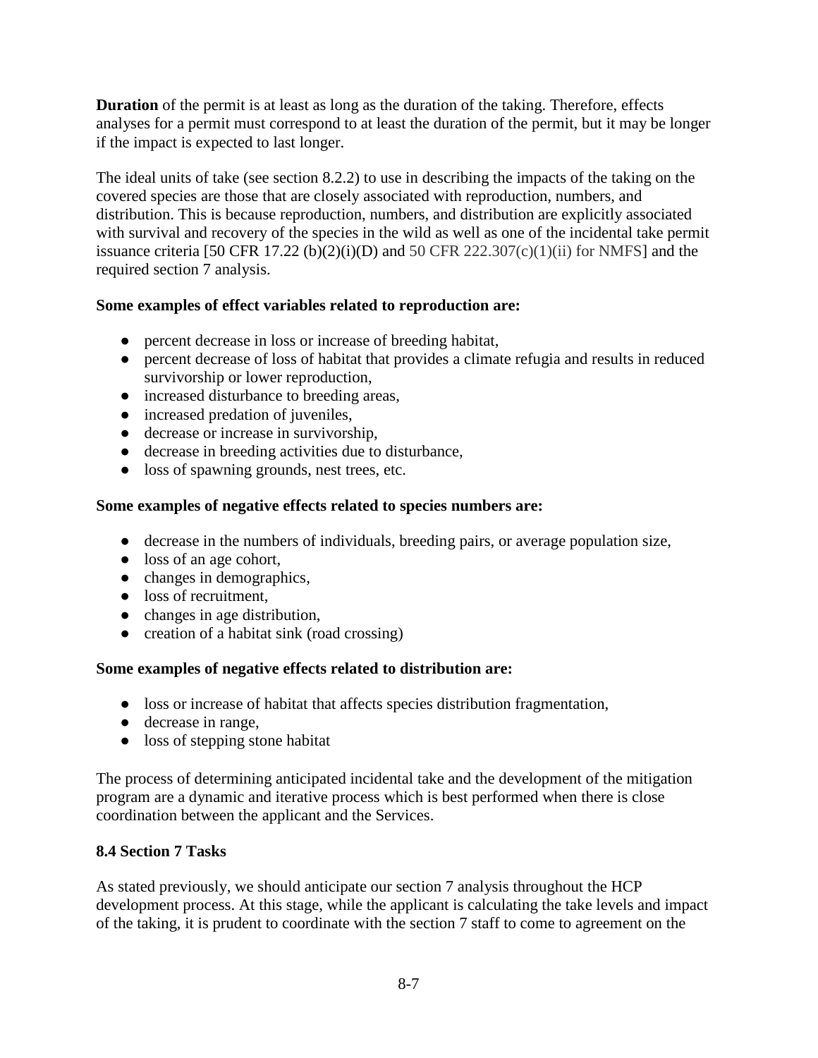**Duration** of the permit is at least as long as the duration of the taking. Therefore, effects analyses for a permit must correspond to at least the duration of the permit, but it may be longer if the impact is expected to last longer.

The ideal units of take (see section 8.2.2) to use in describing the impacts of the taking on the covered species are those that are closely associated with reproduction, numbers, and distribution. This is because reproduction, numbers, and distribution are explicitly associated with survival and recovery of the species in the wild as well as one of the incidental take permit issuance criteria [50 CFR 17.22 (b)(2)(i)(D) and 50 CFR 222.307(c)(1)(ii) for NMFS] and the required section 7 analysis.

**Some examples of effect variables related to reproduction are:**

- percent decrease in loss or increase of breeding habitat,
- percent decrease of loss of habitat that provides a climate refugia and results in reduced survivorship or lower reproduction,
- increased disturbance to breeding areas,
- increased predation of juveniles,
- decrease or increase in survivorship,
- decrease in breeding activities due to disturbance,
- loss of spawning grounds, nest trees, etc.

**Some examples of negative effects related to species numbers are:**

- decrease in the numbers of individuals, breeding pairs, or average population size,
- loss of an age cohort,
- changes in demographics,
- loss of recruitment,
- changes in age distribution,
- creation of a habitat sink (road crossing)

**Some examples of negative effects related to distribution are:**

- loss or increase of habitat that affects species distribution fragmentation,
- decrease in range,
- loss of stepping stone habitat

The process of determining anticipated incidental take and the development of the mitigation program are a dynamic and iterative process which is best performed when there is close coordination between the applicant and the Services.

## 8.4 Section 7 Tasks

As stated previously, we should anticipate our section 7 analysis throughout the HCP development process. At this stage, while the applicant is calculating the take levels and impact of the taking, it is prudent to coordinate with the section 7 staff to come to agreement on the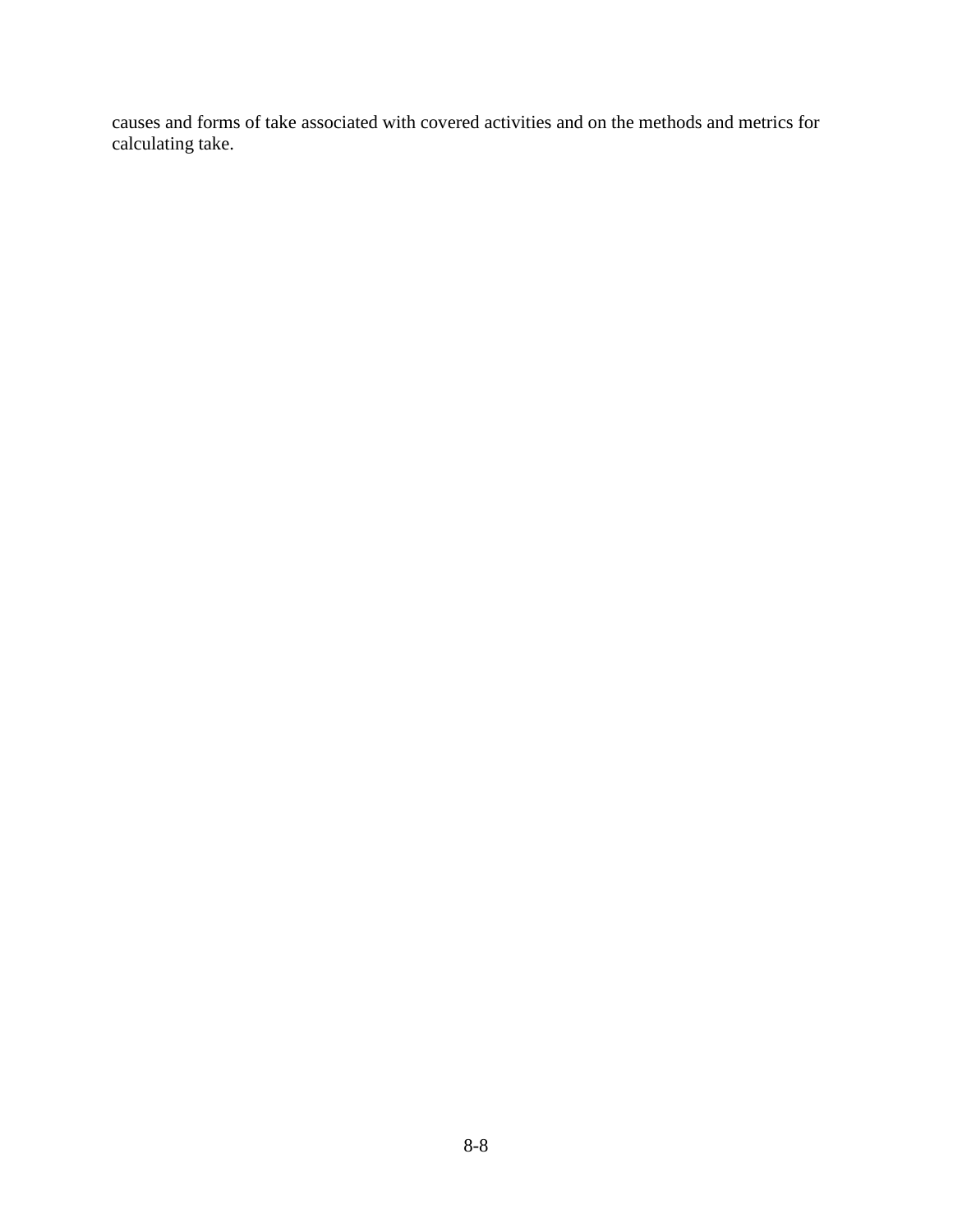causes and forms of take associated with covered activities and on the methods and metrics for calculating take.